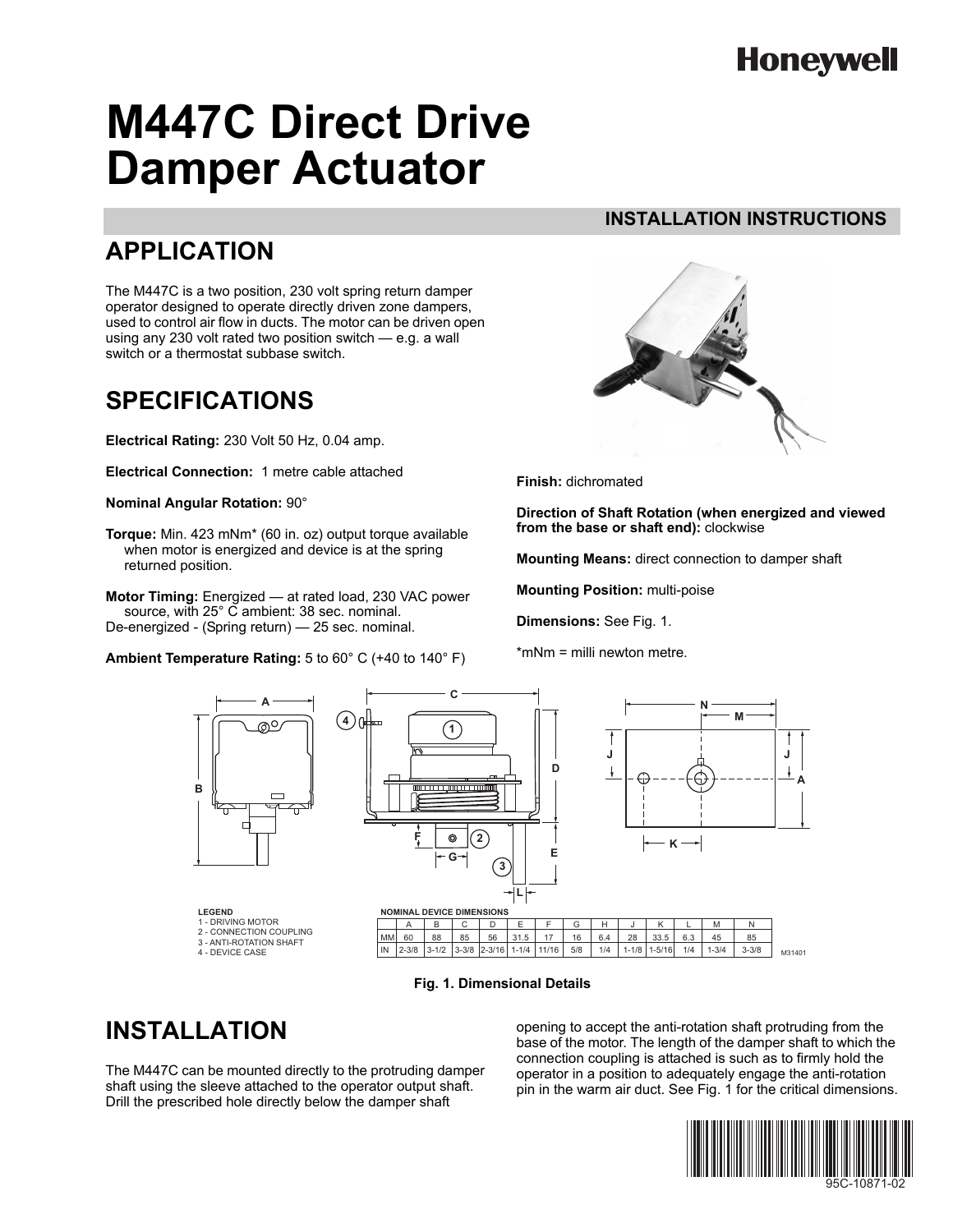# M447C Direct Drive Damper Actuator

INSTALLATION INSTRUCTIONS

## APPLICATION

The M447C is a two position, 230 volt spring return damper operator designed to operate directly driven zone dampers, used to control air flow in ducts. The motor can be driven open using any 230 volt rated two position switch — e.g. a wall switch or a thermostat subbase switch.

## SPECIFICATIONS

**Electrical Rating:** 230 Volt 50 Hz, 0.04 amp.

**Electrical Connection:** 1 metre cable attached

**Nominal Angular Rotation:** 90°

**Torque:** Min. 423 mNm* (60 in. oz) output torque available when motor is energized and device is at the spring returned position.

**Motor Timing:** Energized — at rated load, 230 VAC power source, with 25° C ambient: 38 sec. nominal.
De-energized - (Spring return) — 25 sec. nominal.

**Ambient Temperature Rating:** 5 to 60° C (+40 to 140° F)

**Finish:** dichromated

**Direction of Shaft Rotation (when energized and viewed from the base or shaft end):** clockwise

**Mounting Means:** direct connection to damper shaft

**Mounting Position:** multi-poise

**Dimensions:** See Fig. 1.

*mNm = milli newton metre.

LEGEND
1 - DRIVING MOTOR
2 - CONNECTION COUPLING
3 - ANTI-ROTATION SHAFT
4 - DEVICE CASE

NOMINAL DEVICE DIMENSIONS

| | A | B | C | D | E | F | G | H | J | K | L | M | N |
|---|---|---|---|---|---|---|---|---|---|---|---|---|---|
| MM | 60 | 88 | 85 | 56 | 31.5 | 17 | 16 | 6.4 | 28 | 33.5 | 6.3 | 45 | 85 |
| IN | 2-3/8 | 3-1/2 | 3-3/8 | 2-3/16 | 1-1/4 | 11/16 | 5/8 | 1/4 | 1-1/8 | 1-5/16 | 1/4 | 1-3/4 | 3-3/8 |

M31401

Fig. 1. Dimensional Details

## INSTALLATION

The M447C can be mounted directly to the protruding damper shaft using the sleeve attached to the operator output shaft. Drill the prescribed hole directly below the damper shaft opening to accept the anti-rotation shaft protruding from the base of the motor. The length of the damper shaft to which the connection coupling is attached is such as to firmly hold the operator in a position to adequately engage the anti-rotation pin in the warm air duct. See Fig. 1 for the critical dimensions.

95C-10871-02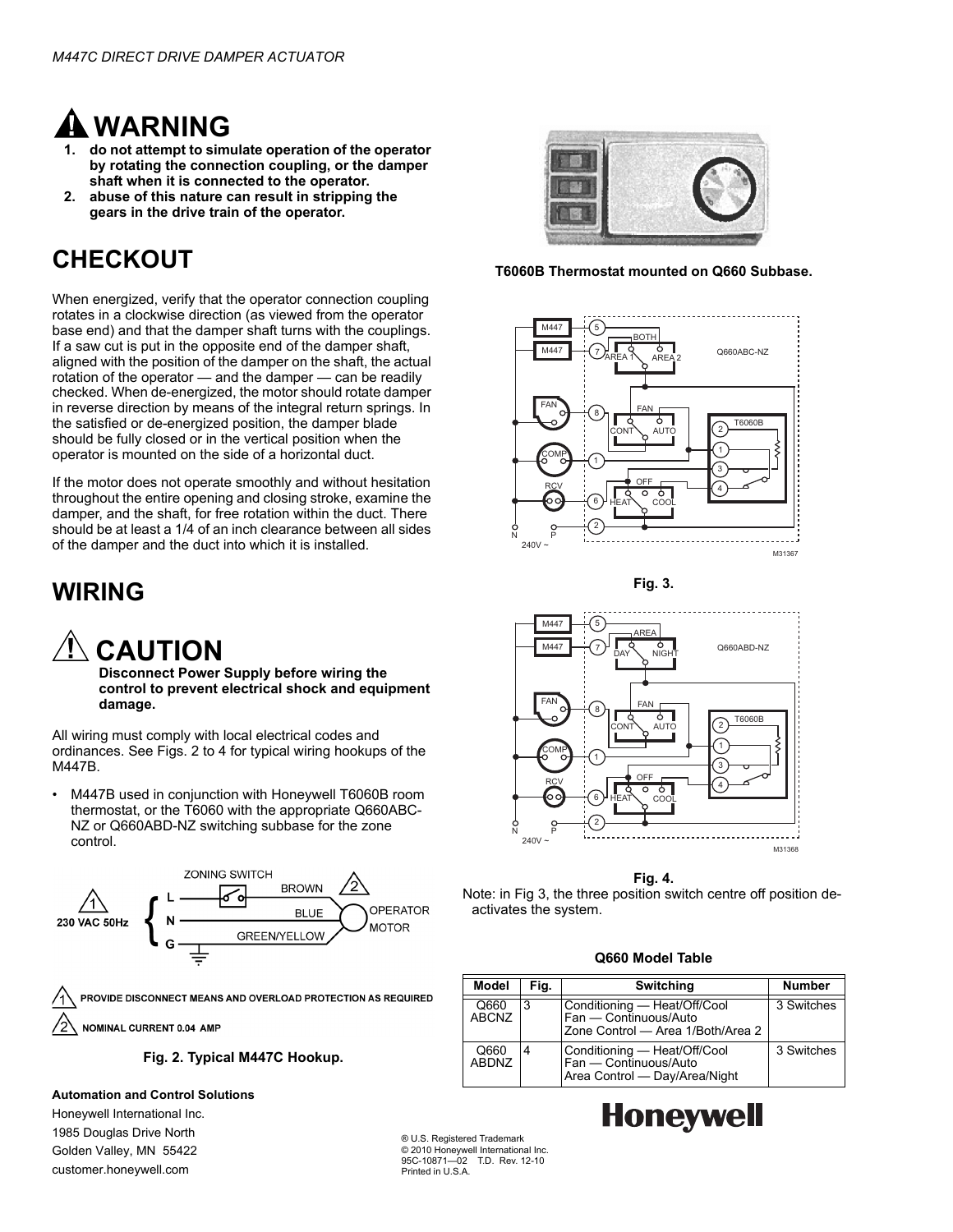# WARNING

1. **do not attempt to simulate operation of the operator by rotating the connection coupling, or the damper shaft when it is connected to the operator.**
2. **abuse of this nature can result in stripping the gears in the drive train of the operator.**

# CHECKOUT

When energized, verify that the operator connection coupling rotates in a clockwise direction (as viewed from the operator base end) and that the damper shaft turns with the couplings. If a saw cut is put in the opposite end of the damper shaft, aligned with the position of the damper on the shaft, the actual rotation of the operator — and the damper — can be readily checked. When de-energized, the motor should rotate damper in reverse direction by means of the integral return springs. In the satisfied or de-energized position, the damper blade should be fully closed or in the vertical position when the operator is mounted on the side of a horizontal duct.

If the motor does not operate smoothly and without hesitation throughout the entire opening and closing stroke, examine the damper, and the shaft, for free rotation within the duct. There should be at least a 1/4 of an inch clearance between all sides of the damper and the duct into which it is installed.

# WIRING

## CAUTION

**Disconnect Power Supply before wiring the control to prevent electrical shock and equipment damage.**

All wiring must comply with local electrical codes and ordinances. See Figs. 2 to 4 for typical wiring hookups of the M447B.

- M447B used in conjunction with Honeywell T6060B room thermostat, or the T6060 with the appropriate Q660ABC-NZ or Q660ABD-NZ switching subbase for the zone control.

ZONING SWITCH
1
230 VAC 50Hz
L
N
G
BROWN
BLUE
GREEN/YELLOW
2
OPERATOR
MOTOR

1 PROVIDE DISCONNECT MEANS AND OVERLOAD PROTECTION AS REQUIRED

2 NOMINAL CURRENT 0.04 AMP

**Fig. 2. Typical M447C Hookup.**

**T6060B Thermostat mounted on Q660 Subbase.**

M447
M447
FAN
COMP
RCV
N
P
240V ~
5
7
8
1
6
2
BOTH
AREA 1
AREA 2
Q660ABC-NZ
FAN
CONT
AUTO
T6060B
OFF
HEAT
COOL
M31367

**Fig. 3.**

M447
M447
FAN
COMP
RCV
N
P
240V ~
5
7
8
1
6
2
AREA
DAY
NIGHT
Q660ABD-NZ
FAN
CONT
AUTO
T6060B
OFF
HEAT
COOL
M31368

**Fig. 4.**

Note: in Fig 3, the three position switch centre off position de-activates the system.

**Q660 Model Table**

| Model | Fig. | Switching | Number |
|---|---|---|---|
| Q660 ABCNZ | 3 | Conditioning — Heat/Off/Cool<br>Fan — Continuous/Auto<br>Zone Control — Area 1/Both/Area 2 | 3 Switches |
| Q660 ABDNZ | 4 | Conditioning — Heat/Off/Cool<br>Fan — Continuous/Auto<br>Area Control — Day/Area/Night | 3 Switches |

**Automation and Control Solutions**

Honeywell International Inc.
1985 Douglas Drive North
Golden Valley, MN 55422
customer.honeywell.com

® U.S. Registered Trademark
© 2010 Honeywell International Inc.
95C-10871—02 T.D. Rev. 12-10
Printed in U.S.A.

**Honeywell**